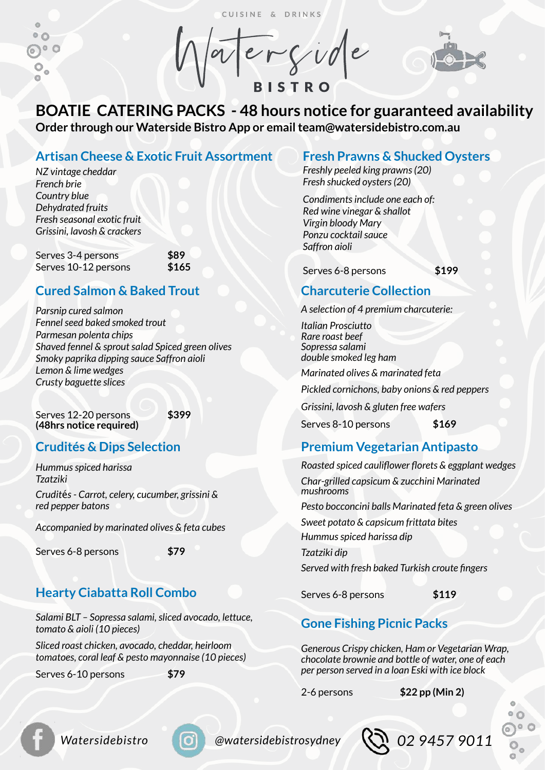CUISINE & DRINKS

# Waterside BISTRO

## BOATIE CATERING PACKS - 48 hours notice for guaranteed availability

**Order through our Waterside Bistro App or email team@watersidebistro.com.au**

### Artisan Cheese & Exotic Fruit Assortment

*NZ vintage cheddar*
*French brie*
*Country blue*
*Dehydrated fruits*
*Fresh seasonal exotic fruit*
*Grissini, lavosh & crackers*

Serves 3-4 persons **$89**
Serves 10-12 persons **$165**

### Cured Salmon & Baked Trout

*Parsnip cured salmon*
*Fennel seed baked smoked trout*
*Parmesan polenta chips*
*Shaved fennel & sprout salad Spiced green olives*
*Smoky paprika dipping sauce Saffron aioli*
*Lemon & lime wedges*
*Crusty baguette slices*

Serves 12-20 persons **$399**
**(48hrs notice required)**

### Crudités & Dips Selection

*Hummus spiced harissa*
*Tzatziki*

*Crudités - Carrot, celery, cucumber, grissini & red pepper batons*

*Accompanied by marinated olives & feta cubes*

Serves 6-8 persons **$79**

### Hearty Ciabatta Roll Combo

*Salami BLT – Sopressa salami, sliced avocado, lettuce, tomato & aioli (10 pieces)*

*Sliced roast chicken, avocado, cheddar, heirloom tomatoes, coral leaf & pesto mayonnaise (10 pieces)*

Serves 6-10 persons **$79**

### Fresh Prawns & Shucked Oysters

*Freshly peeled king prawns (20)*
*Fresh shucked oysters (20)*

*Condiments include one each of:*
*Red wine vinegar & shallot*
*Virgin bloody Mary*
*Ponzu cocktail sauce*
*Saffron aioli*

Serves 6-8 persons **$199**

### Charcuterie Collection

*A selection of 4 premium charcuterie:*

*Italian Prosciutto*
*Rare roast beef*
*Sopressa salami*
*double smoked leg ham*

*Marinated olives & marinated feta*

*Pickled cornichons, baby onions & red peppers*

*Grissini, lavosh & gluten free wafers*

Serves 8-10 persons **$169**

### Premium Vegetarian Antipasto

*Roasted spiced cauliflower florets & eggplant wedges*

*Char-grilled capsicum & zucchini Marinated mushrooms*

*Pesto bocconcini balls Marinated feta & green olives*

*Sweet potato & capsicum frittata bites*

*Hummus spiced harissa dip*

*Tzatziki dip*

*Served with fresh baked Turkish croute fingers*

Serves 6-8 persons **$119**

### Gone Fishing Picnic Packs

*Generous Crispy chicken, Ham or Vegetarian Wrap, chocolate brownie and bottle of water, one of each per person served in a loan Eski with ice block*

2-6 persons **$22 pp (Min 2)**

Watersidebistro   @watersidebistrosydney   02 9457 9011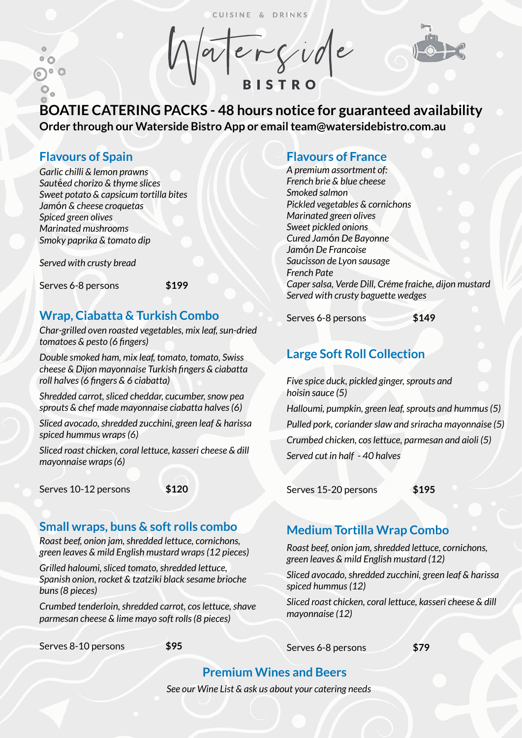CUISINE & DRINKS

Waterside

BISTRO

# BOATIE CATERING PACKS - 48 hours notice for guaranteed availability

**Order through our Waterside Bistro App or email team@watersidebistro.com.au**

## Flavours of Spain

*Garlic chilli & lemon prawns*
*Sautéed chorizo & thyme slices*
*Sweet potato & capsicum tortilla bites*
*Jamón & cheese croquetas*
*Spiced green olives*
*Marinated mushrooms*
*Smoky paprika & tomato dip*

*Served with crusty bread*

Serves 6-8 persons **$199**

## Wrap, Ciabatta & Turkish Combo

*Char-grilled oven roasted vegetables, mix leaf, sun-dried tomatoes & pesto (6 fingers)*

*Double smoked ham, mix leaf, tomato, tomato, Swiss cheese & Dijon mayonnaise Turkish fingers & ciabatta roll halves (6 fingers & 6 ciabatta)*

*Shredded carrot, sliced cheddar, cucumber, snow pea sprouts & chef made mayonnaise ciabatta halves (6)*

*Sliced avocado, shredded zucchini, green leaf & harissa spiced hummus wraps (6)*

*Sliced roast chicken, coral lettuce, kasseri cheese & dill mayonnaise wraps (6)*

Serves 10-12 persons **$120**

## Small wraps, buns & soft rolls combo

*Roast beef, onion jam, shredded lettuce, cornichons, green leaves & mild English mustard wraps (12 pieces)*

*Grilled haloumi, sliced tomato, shredded lettuce, Spanish onion, rocket & tzatziki black sesame brioche buns (8 pieces)*

*Crumbed tenderloin, shredded carrot, cos lettuce, shave parmesan cheese & lime mayo soft rolls (8 pieces)*

Serves 8-10 persons **$95**

## Flavours of France

*A premium assortment of:*
*French brie & blue cheese*
*Smoked salmon*
*Pickled vegetables & cornichons*
*Marinated green olives*
*Sweet pickled onions*
*Cured Jamón De Bayonne*
*Jamón De Francoise*
*Saucisson de Lyon sausage*
*French Pate*
*Caper salsa, Verde Dill, Créme fraiche, dijon mustard*
*Served with crusty baguette wedges*

Serves 6-8 persons **$149**

## Large Soft Roll Collection

*Five spice duck, pickled ginger, sprouts and hoisin sauce (5)*

*Halloumi, pumpkin, green leaf, sprouts and hummus (5)*

*Pulled pork, coriander slaw and sriracha mayonnaise (5)*

*Crumbed chicken, cos lettuce, parmesan and aioli (5)*

*Served cut in half - 40 halves*

Serves 15-20 persons **$195**

## Medium Tortilla Wrap Combo

*Roast beef, onion jam, shredded lettuce, cornichons, green leaves & mild English mustard (12)*

*Sliced avocado, shredded zucchini, green leaf & harissa spiced hummus (12)*

*Sliced roast chicken, coral lettuce, kasseri cheese & dill mayonnaise (12)*

Serves 6-8 persons **$79**

## Premium Wines and Beers

*See our Wine List & ask us about your catering needs*